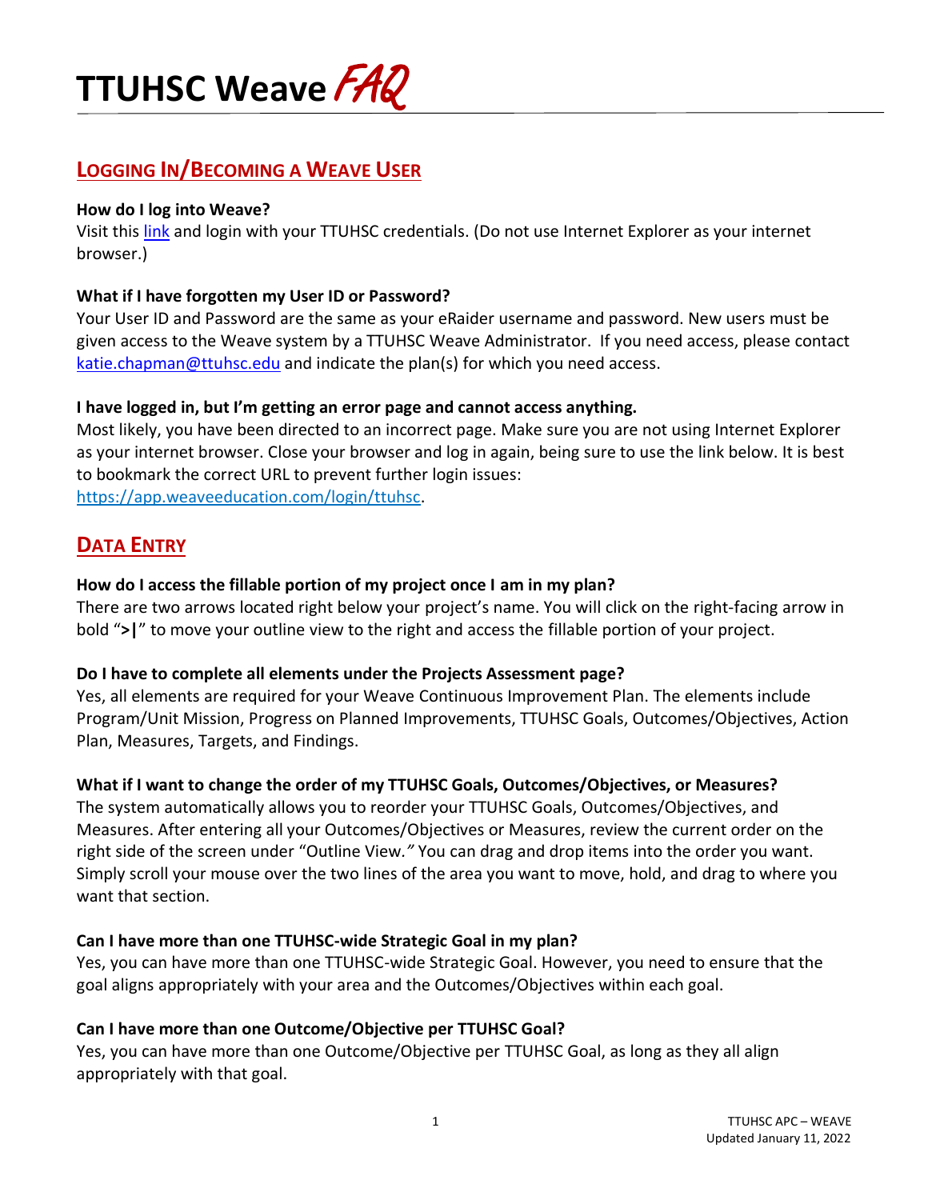# TTUHSC Weave *FAQ*

## LOGGING IN/BECOMING A WEAVE USER

**How do I log into Weave?**

Visit this link and login with your TTUHSC credentials. (Do not use Internet Explorer as your internet browser.)

**What if I have forgotten my User ID or Password?**

Your User ID and Password are the same as your eRaider username and password. New users must be given access to the Weave system by a TTUHSC Weave Administrator. If you need access, please contact katie.chapman@ttuhsc.edu and indicate the plan(s) for which you need access.

**I have logged in, but I'm getting an error page and cannot access anything.**

Most likely, you have been directed to an incorrect page. Make sure you are not using Internet Explorer as your internet browser. Close your browser and log in again, being sure to use the link below. It is best to bookmark the correct URL to prevent further login issues: https://app.weaveeducation.com/login/ttuhsc.

## DATA ENTRY

**How do I access the fillable portion of my project once I am in my plan?**

There are two arrows located right below your project's name. You will click on the right-facing arrow in bold "**>|**" to move your outline view to the right and access the fillable portion of your project.

**Do I have to complete all elements under the Projects Assessment page?**

Yes, all elements are required for your Weave Continuous Improvement Plan. The elements include Program/Unit Mission, Progress on Planned Improvements, TTUHSC Goals, Outcomes/Objectives, Action Plan, Measures, Targets, and Findings.

**What if I want to change the order of my TTUHSC Goals, Outcomes/Objectives, or Measures?**

The system automatically allows you to reorder your TTUHSC Goals, Outcomes/Objectives, and Measures. After entering all your Outcomes/Objectives or Measures, review the current order on the right side of the screen under "Outline View." You can drag and drop items into the order you want. Simply scroll your mouse over the two lines of the area you want to move, hold, and drag to where you want that section.

**Can I have more than one TTUHSC-wide Strategic Goal in my plan?**

Yes, you can have more than one TTUHSC-wide Strategic Goal. However, you need to ensure that the goal aligns appropriately with your area and the Outcomes/Objectives within each goal.

**Can I have more than one Outcome/Objective per TTUHSC Goal?**

Yes, you can have more than one Outcome/Objective per TTUHSC Goal, as long as they all align appropriately with that goal.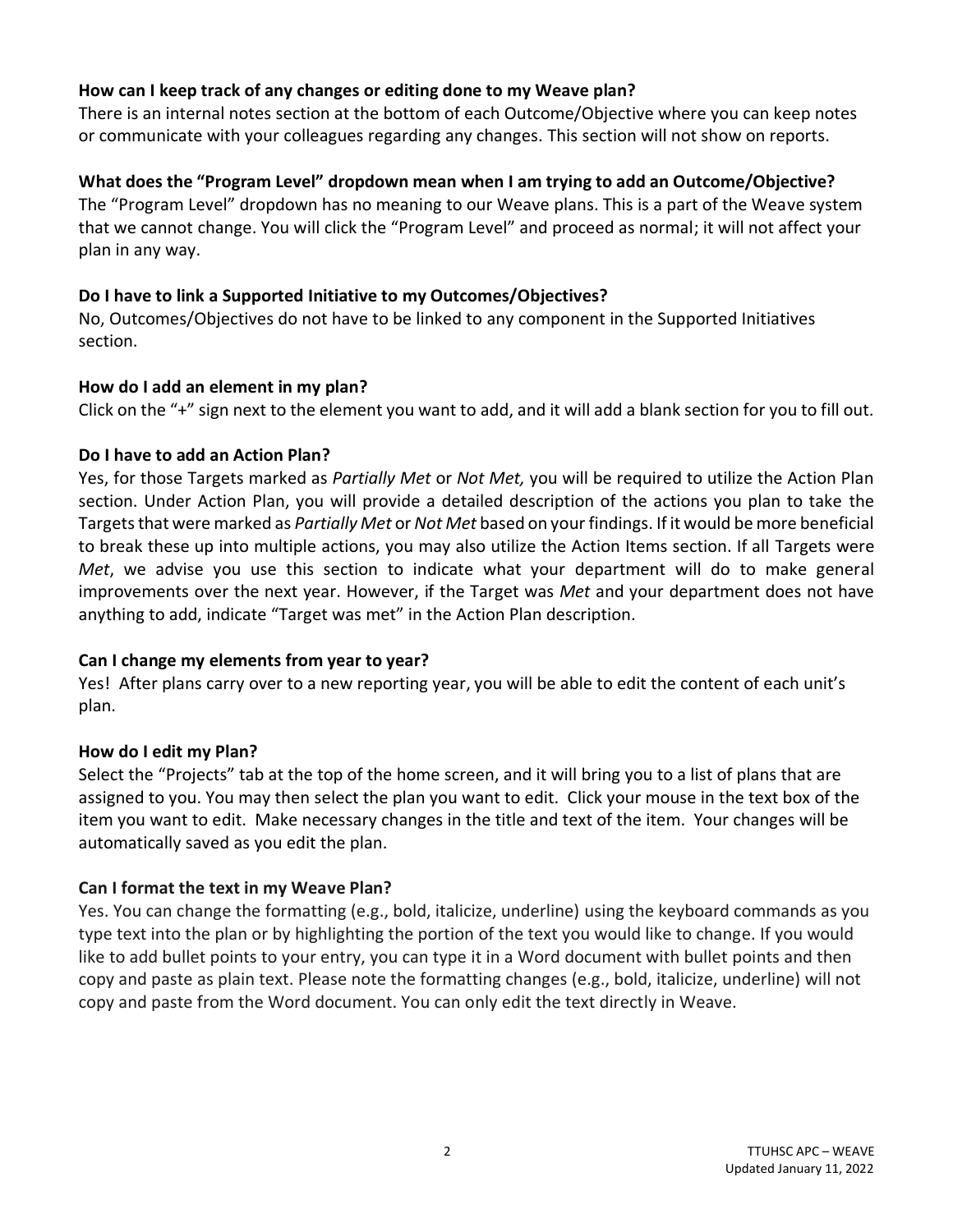**How can I keep track of any changes or editing done to my Weave plan?**

There is an internal notes section at the bottom of each Outcome/Objective where you can keep notes or communicate with your colleagues regarding any changes. This section will not show on reports.

**What does the "Program Level" dropdown mean when I am trying to add an Outcome/Objective?**

The "Program Level" dropdown has no meaning to our Weave plans. This is a part of the Weave system that we cannot change. You will click the "Program Level" and proceed as normal; it will not affect your plan in any way.

**Do I have to link a Supported Initiative to my Outcomes/Objectives?**

No, Outcomes/Objectives do not have to be linked to any component in the Supported Initiatives section.

**How do I add an element in my plan?**

Click on the "+" sign next to the element you want to add, and it will add a blank section for you to fill out.

**Do I have to add an Action Plan?**

Yes, for those Targets marked as *Partially Met* or *Not Met,* you will be required to utilize the Action Plan section. Under Action Plan, you will provide a detailed description of the actions you plan to take the Targets that were marked as *Partially Met* or *Not Met* based on your findings. If it would be more beneficial to break these up into multiple actions, you may also utilize the Action Items section. If all Targets were *Met*, we advise you use this section to indicate what your department will do to make general improvements over the next year. However, if the Target was *Met* and your department does not have anything to add, indicate "Target was met" in the Action Plan description.

**Can I change my elements from year to year?**

Yes! After plans carry over to a new reporting year, you will be able to edit the content of each unit's plan.

**How do I edit my Plan?**

Select the "Projects" tab at the top of the home screen, and it will bring you to a list of plans that are assigned to you. You may then select the plan you want to edit. Click your mouse in the text box of the item you want to edit. Make necessary changes in the title and text of the item. Your changes will be automatically saved as you edit the plan.

**Can I format the text in my Weave Plan?**

Yes. You can change the formatting (e.g., bold, italicize, underline) using the keyboard commands as you type text into the plan or by highlighting the portion of the text you would like to change. If you would like to add bullet points to your entry, you can type it in a Word document with bullet points and then copy and paste as plain text. Please note the formatting changes (e.g., bold, italicize, underline) will not copy and paste from the Word document. You can only edit the text directly in Weave.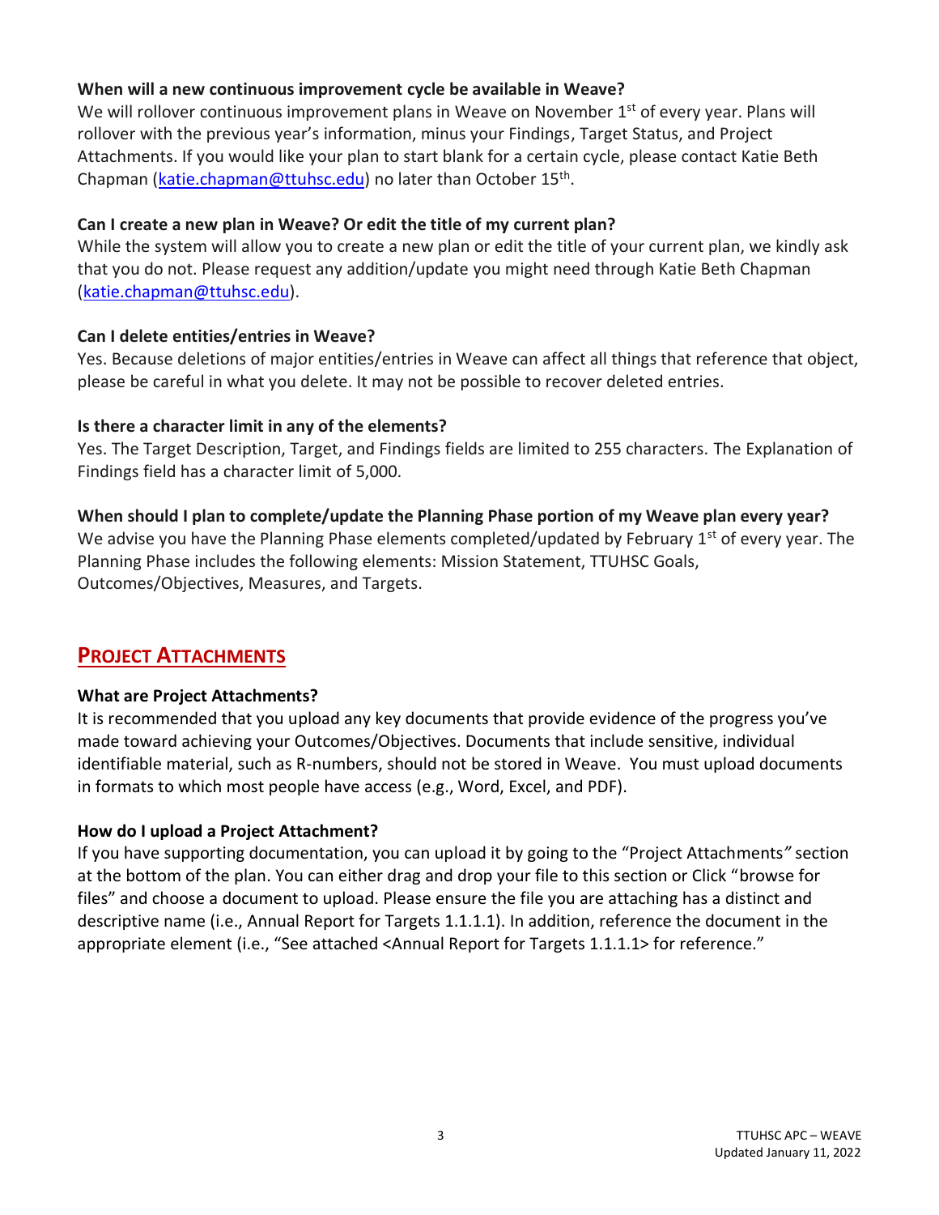**When will a new continuous improvement cycle be available in Weave?**

We will rollover continuous improvement plans in Weave on November 1st of every year. Plans will rollover with the previous year's information, minus your Findings, Target Status, and Project Attachments. If you would like your plan to start blank for a certain cycle, please contact Katie Beth Chapman (katie.chapman@ttuhsc.edu) no later than October 15th.

**Can I create a new plan in Weave? Or edit the title of my current plan?**

While the system will allow you to create a new plan or edit the title of your current plan, we kindly ask that you do not. Please request any addition/update you might need through Katie Beth Chapman (katie.chapman@ttuhsc.edu).

**Can I delete entities/entries in Weave?**

Yes. Because deletions of major entities/entries in Weave can affect all things that reference that object, please be careful in what you delete. It may not be possible to recover deleted entries.

**Is there a character limit in any of the elements?**

Yes. The Target Description, Target, and Findings fields are limited to 255 characters. The Explanation of Findings field has a character limit of 5,000.

**When should I plan to complete/update the Planning Phase portion of my Weave plan every year?**

We advise you have the Planning Phase elements completed/updated by February 1st of every year. The Planning Phase includes the following elements: Mission Statement, TTUHSC Goals, Outcomes/Objectives, Measures, and Targets.

## PROJECT ATTACHMENTS

**What are Project Attachments?**

It is recommended that you upload any key documents that provide evidence of the progress you've made toward achieving your Outcomes/Objectives. Documents that include sensitive, individual identifiable material, such as R-numbers, should not be stored in Weave. You must upload documents in formats to which most people have access (e.g., Word, Excel, and PDF).

**How do I upload a Project Attachment?**

If you have supporting documentation, you can upload it by going to the "Project Attachments" section at the bottom of the plan. You can either drag and drop your file to this section or Click "browse for files" and choose a document to upload. Please ensure the file you are attaching has a distinct and descriptive name (i.e., Annual Report for Targets 1.1.1.1). In addition, reference the document in the appropriate element (i.e., "See attached <Annual Report for Targets 1.1.1.1> for reference."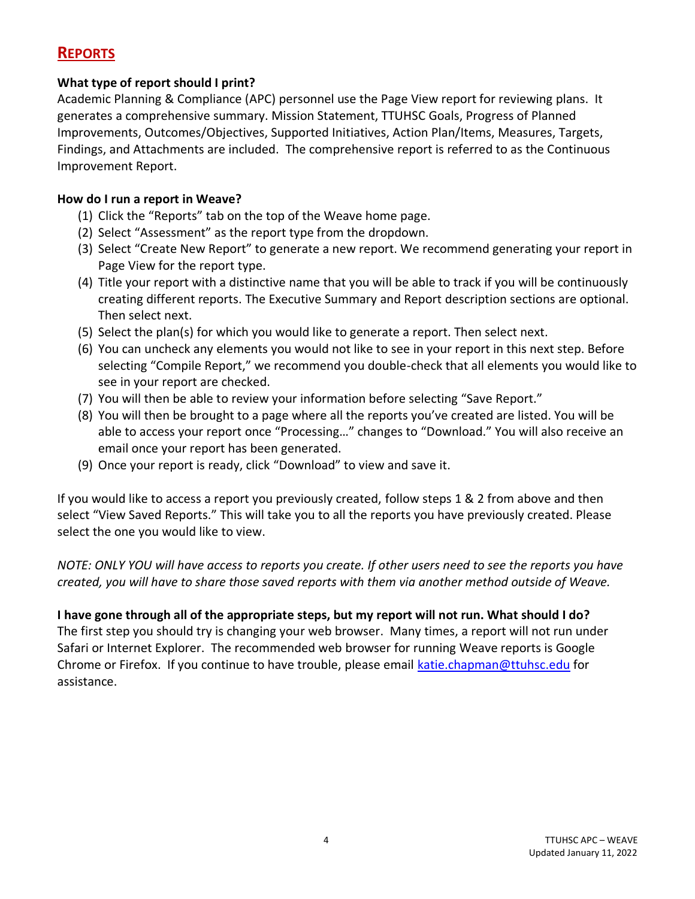# REPORTS

**What type of report should I print?**

Academic Planning & Compliance (APC) personnel use the Page View report for reviewing plans. It generates a comprehensive summary. Mission Statement, TTUHSC Goals, Progress of Planned Improvements, Outcomes/Objectives, Supported Initiatives, Action Plan/Items, Measures, Targets, Findings, and Attachments are included. The comprehensive report is referred to as the Continuous Improvement Report.

**How do I run a report in Weave?**

(1) Click the "Reports" tab on the top of the Weave home page.
(2) Select "Assessment" as the report type from the dropdown.
(3) Select "Create New Report" to generate a new report. We recommend generating your report in Page View for the report type.
(4) Title your report with a distinctive name that you will be able to track if you will be continuously creating different reports. The Executive Summary and Report description sections are optional. Then select next.
(5) Select the plan(s) for which you would like to generate a report. Then select next.
(6) You can uncheck any elements you would not like to see in your report in this next step. Before selecting "Compile Report," we recommend you double-check that all elements you would like to see in your report are checked.
(7) You will then be able to review your information before selecting "Save Report."
(8) You will then be brought to a page where all the reports you've created are listed. You will be able to access your report once "Processing…" changes to "Download." You will also receive an email once your report has been generated.
(9) Once your report is ready, click "Download" to view and save it.

If you would like to access a report you previously created, follow steps 1 & 2 from above and then select "View Saved Reports." This will take you to all the reports you have previously created. Please select the one you would like to view.

*NOTE: ONLY YOU will have access to reports you create. If other users need to see the reports you have created, you will have to share those saved reports with them via another method outside of Weave.*

**I have gone through all of the appropriate steps, but my report will not run. What should I do?**

The first step you should try is changing your web browser. Many times, a report will not run under Safari or Internet Explorer. The recommended web browser for running Weave reports is Google Chrome or Firefox. If you continue to have trouble, please email [katie.chapman@ttuhsc.edu](mailto:katie.chapman@ttuhsc.edu) for assistance.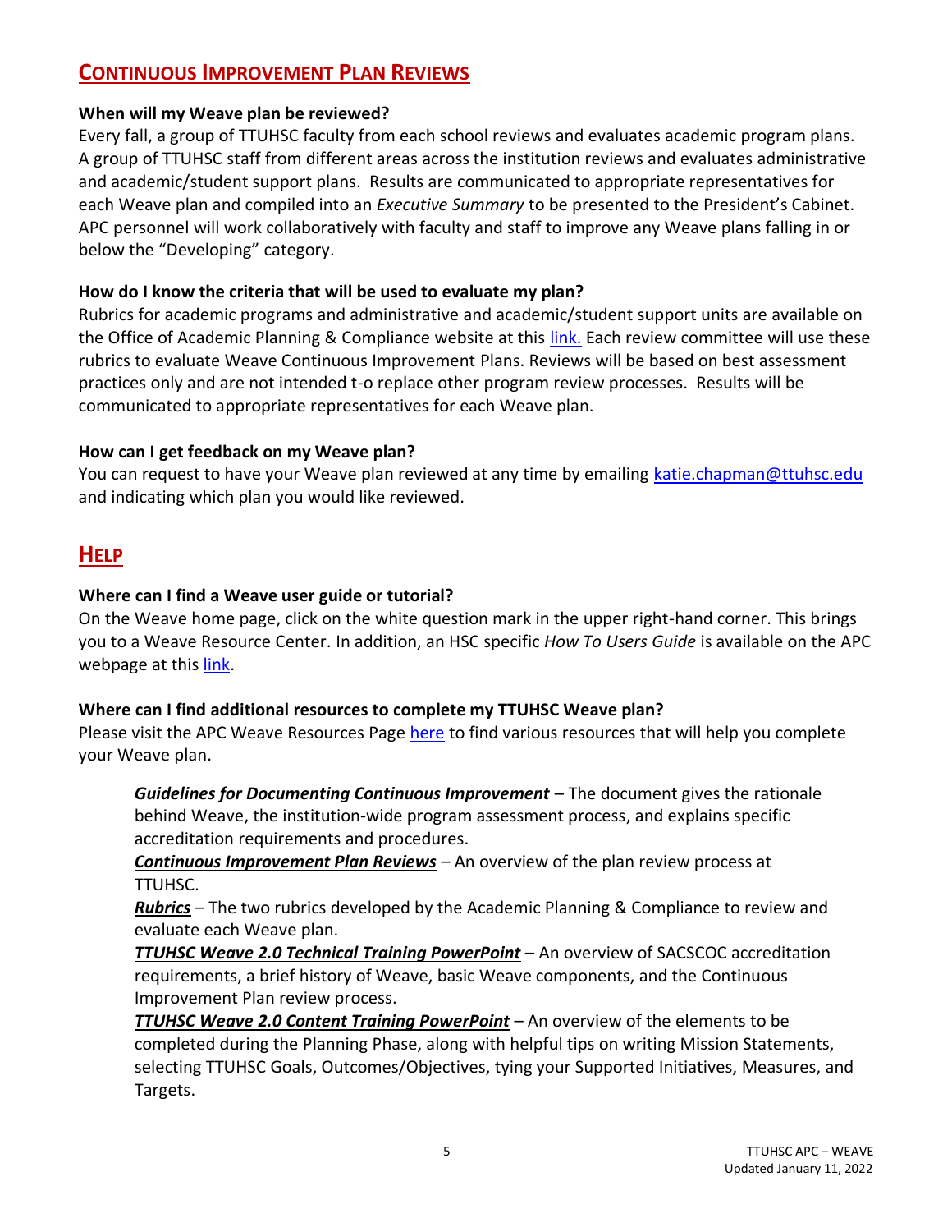## CONTINUOUS IMPROVEMENT PLAN REVIEWS

**When will my Weave plan be reviewed?**

Every fall, a group of TTUHSC faculty from each school reviews and evaluates academic program plans. A group of TTUHSC staff from different areas across the institution reviews and evaluates administrative and academic/student support plans. Results are communicated to appropriate representatives for each Weave plan and compiled into an *Executive Summary* to be presented to the President's Cabinet. APC personnel will work collaboratively with faculty and staff to improve any Weave plans falling in or below the "Developing" category.

**How do I know the criteria that will be used to evaluate my plan?**

Rubrics for academic programs and administrative and academic/student support units are available on the Office of Academic Planning & Compliance website at this link. Each review committee will use these rubrics to evaluate Weave Continuous Improvement Plans. Reviews will be based on best assessment practices only and are not intended t-o replace other program review processes. Results will be communicated to appropriate representatives for each Weave plan.

**How can I get feedback on my Weave plan?**

You can request to have your Weave plan reviewed at any time by emailing katie.chapman@ttuhsc.edu and indicating which plan you would like reviewed.

## HELP

**Where can I find a Weave user guide or tutorial?**

On the Weave home page, click on the white question mark in the upper right-hand corner. This brings you to a Weave Resource Center. In addition, an HSC specific *How To Users Guide* is available on the APC webpage at this link.

**Where can I find additional resources to complete my TTUHSC Weave plan?**

Please visit the APC Weave Resources Page here to find various resources that will help you complete your Weave plan.

***Guidelines for Documenting Continuous Improvement*** – The document gives the rationale behind Weave, the institution-wide program assessment process, and explains specific accreditation requirements and procedures.

***Continuous Improvement Plan Reviews*** – An overview of the plan review process at TTUHSC.

***Rubrics*** – The two rubrics developed by the Academic Planning & Compliance to review and evaluate each Weave plan.

***TTUHSC Weave 2.0 Technical Training PowerPoint*** – An overview of SACSCOC accreditation requirements, a brief history of Weave, basic Weave components, and the Continuous Improvement Plan review process.

***TTUHSC Weave 2.0 Content Training PowerPoint*** – An overview of the elements to be completed during the Planning Phase, along with helpful tips on writing Mission Statements, selecting TTUHSC Goals, Outcomes/Objectives, tying your Supported Initiatives, Measures, and Targets.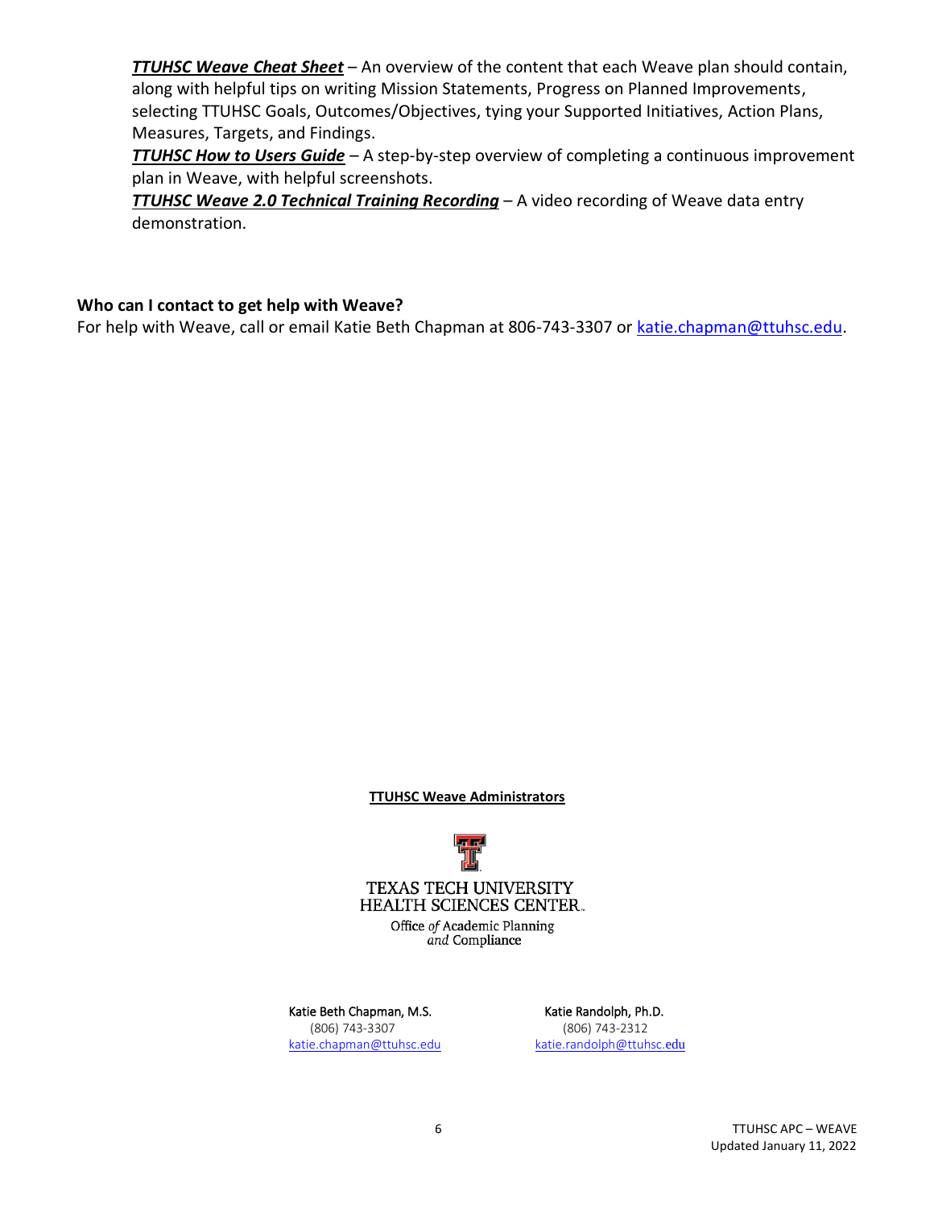***TTUHSC Weave Cheat Sheet*** – An overview of the content that each Weave plan should contain, along with helpful tips on writing Mission Statements, Progress on Planned Improvements, selecting TTUHSC Goals, Outcomes/Objectives, tying your Supported Initiatives, Action Plans, Measures, Targets, and Findings.

***TTUHSC How to Users Guide*** – A step-by-step overview of completing a continuous improvement plan in Weave, with helpful screenshots.

***TTUHSC Weave 2.0 Technical Training Recording*** – A video recording of Weave data entry demonstration.

**Who can I contact to get help with Weave?**

For help with Weave, call or email Katie Beth Chapman at 806-743-3307 or katie.chapman@ttuhsc.edu.

**TTUHSC Weave Administrators**

TEXAS TECH UNIVERSITY
HEALTH SCIENCES CENTER.
Office *of* Academic Planning
*and* Compliance

| | |
|---|---|
| Katie Beth Chapman, M.S. | Katie Randolph, Ph.D. |
| (806) 743-3307 | (806) 743-2312 |
| katie.chapman@ttuhsc.edu | katie.randolph@ttuhsc.edu |